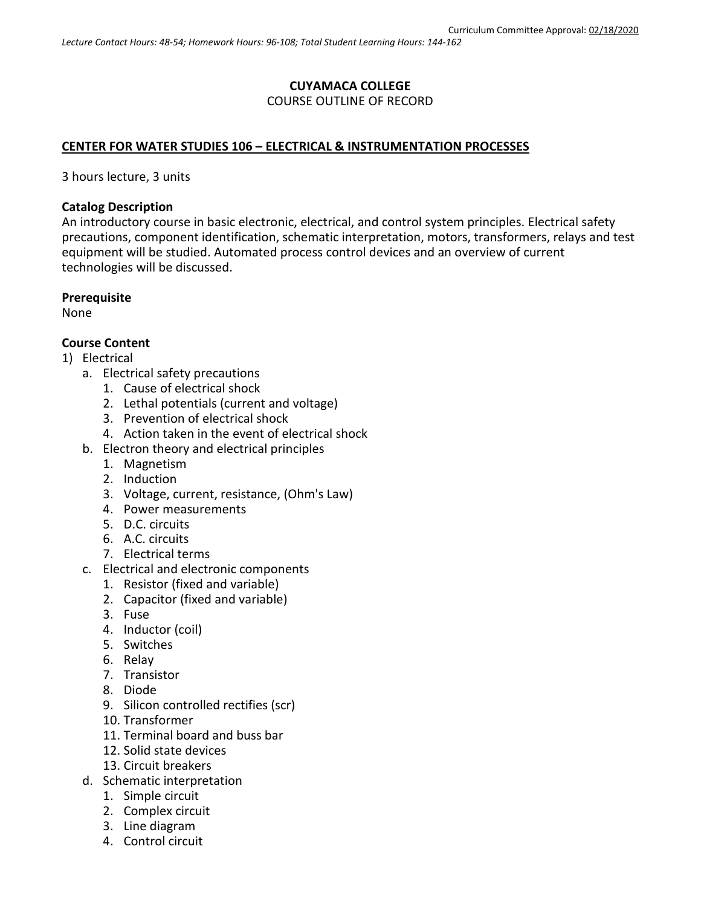Curriculum Committee Approval: 02/18/2020

*Lecture Contact Hours: 48-54; Homework Hours: 96-108; Total Student Learning Hours: 144-162*

**CUYAMACA COLLEGE**
COURSE OUTLINE OF RECORD

**CENTER FOR WATER STUDIES 106 – ELECTRICAL & INSTRUMENTATION PROCESSES**

3 hours lecture, 3 units

**Catalog Description**
An introductory course in basic electronic, electrical, and control system principles. Electrical safety precautions, component identification, schematic interpretation, motors, transformers, relays and test equipment will be studied. Automated process control devices and an overview of current technologies will be discussed.

**Prerequisite**
None

**Course Content**

1) Electrical
   a. Electrical safety precautions
      1. Cause of electrical shock
      2. Lethal potentials (current and voltage)
      3. Prevention of electrical shock
      4. Action taken in the event of electrical shock
   b. Electron theory and electrical principles
      1. Magnetism
      2. Induction
      3. Voltage, current, resistance, (Ohm's Law)
      4. Power measurements
      5. D.C. circuits
      6. A.C. circuits
      7. Electrical terms
   c. Electrical and electronic components
      1. Resistor (fixed and variable)
      2. Capacitor (fixed and variable)
      3. Fuse
      4. Inductor (coil)
      5. Switches
      6. Relay
      7. Transistor
      8. Diode
      9. Silicon controlled rectifies (scr)
      10. Transformer
      11. Terminal board and buss bar
      12. Solid state devices
      13. Circuit breakers
   d. Schematic interpretation
      1. Simple circuit
      2. Complex circuit
      3. Line diagram
      4. Control circuit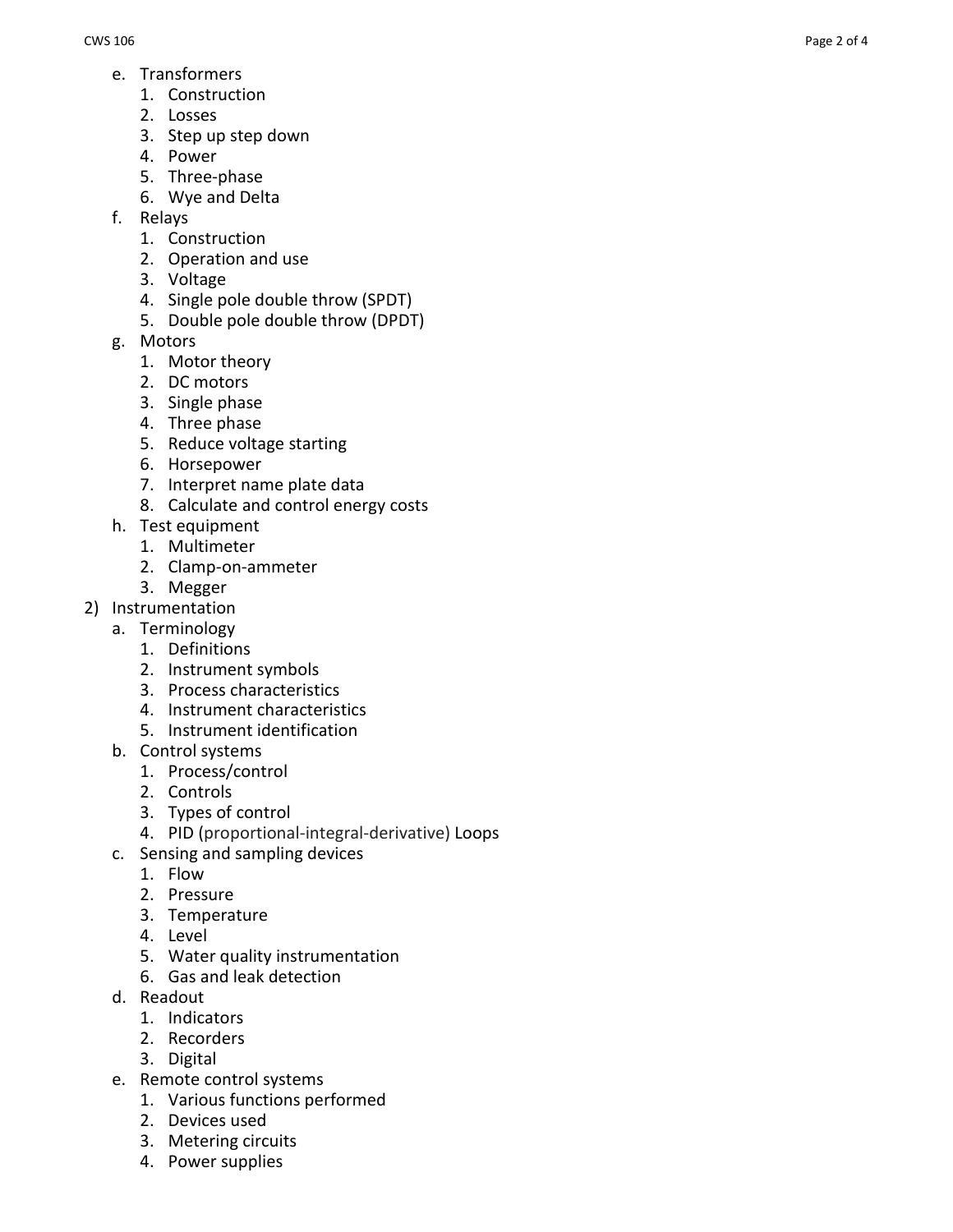e. Transformers
    1. Construction
    2. Losses
    3. Step up step down
    4. Power
    5. Three-phase
    6. Wye and Delta
f. Relays
    1. Construction
    2. Operation and use
    3. Voltage
    4. Single pole double throw (SPDT)
    5. Double pole double throw (DPDT)
g. Motors
    1. Motor theory
    2. DC motors
    3. Single phase
    4. Three phase
    5. Reduce voltage starting
    6. Horsepower
    7. Interpret name plate data
    8. Calculate and control energy costs
h. Test equipment
    1. Multimeter
    2. Clamp-on-ammeter
    3. Megger

2) Instrumentation
    a. Terminology
        1. Definitions
        2. Instrument symbols
        3. Process characteristics
        4. Instrument characteristics
        5. Instrument identification
    b. Control systems
        1. Process/control
        2. Controls
        3. Types of control
        4. PID (proportional-integral-derivative) Loops
    c. Sensing and sampling devices
        1. Flow
        2. Pressure
        3. Temperature
        4. Level
        5. Water quality instrumentation
        6. Gas and leak detection
    d. Readout
        1. Indicators
        2. Recorders
        3. Digital
    e. Remote control systems
        1. Various functions performed
        2. Devices used
        3. Metering circuits
        4. Power supplies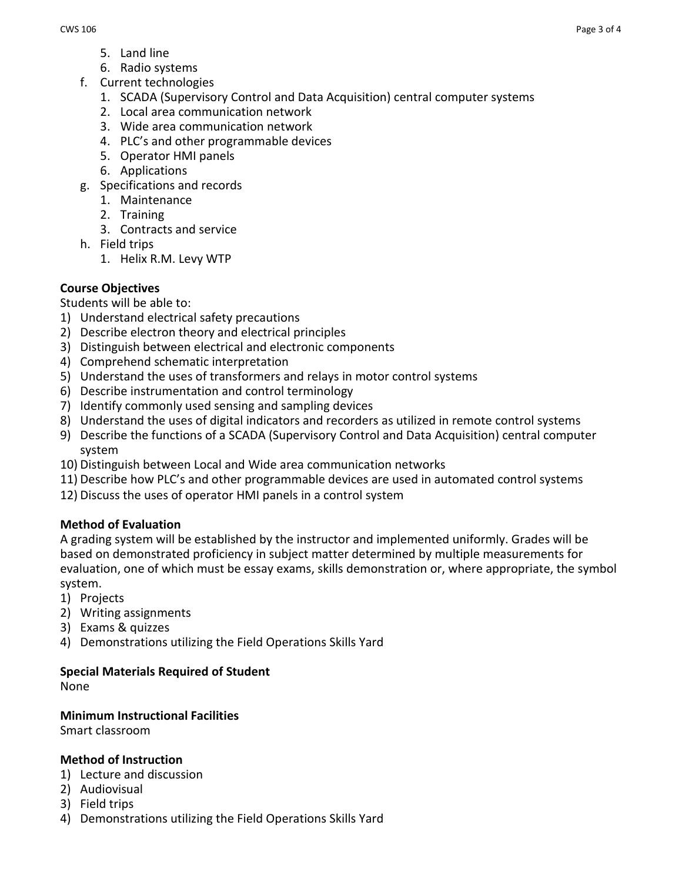5. Land line
6. Radio systems

f. Current technologies
   1. SCADA (Supervisory Control and Data Acquisition) central computer systems
   2. Local area communication network
   3. Wide area communication network
   4. PLC's and other programmable devices
   5. Operator HMI panels
   6. Applications

g. Specifications and records
   1. Maintenance
   2. Training
   3. Contracts and service

h. Field trips
   1. Helix R.M. Levy WTP

**Course Objectives**

Students will be able to:

1) Understand electrical safety precautions
2) Describe electron theory and electrical principles
3) Distinguish between electrical and electronic components
4) Comprehend schematic interpretation
5) Understand the uses of transformers and relays in motor control systems
6) Describe instrumentation and control terminology
7) Identify commonly used sensing and sampling devices
8) Understand the uses of digital indicators and recorders as utilized in remote control systems
9) Describe the functions of a SCADA (Supervisory Control and Data Acquisition) central computer system
10) Distinguish between Local and Wide area communication networks
11) Describe how PLC's and other programmable devices are used in automated control systems
12) Discuss the uses of operator HMI panels in a control system

**Method of Evaluation**

A grading system will be established by the instructor and implemented uniformly. Grades will be based on demonstrated proficiency in subject matter determined by multiple measurements for evaluation, one of which must be essay exams, skills demonstration or, where appropriate, the symbol system.

1) Projects
2) Writing assignments
3) Exams & quizzes
4) Demonstrations utilizing the Field Operations Skills Yard

**Special Materials Required of Student**

None

**Minimum Instructional Facilities**

Smart classroom

**Method of Instruction**

1) Lecture and discussion
2) Audiovisual
3) Field trips
4) Demonstrations utilizing the Field Operations Skills Yard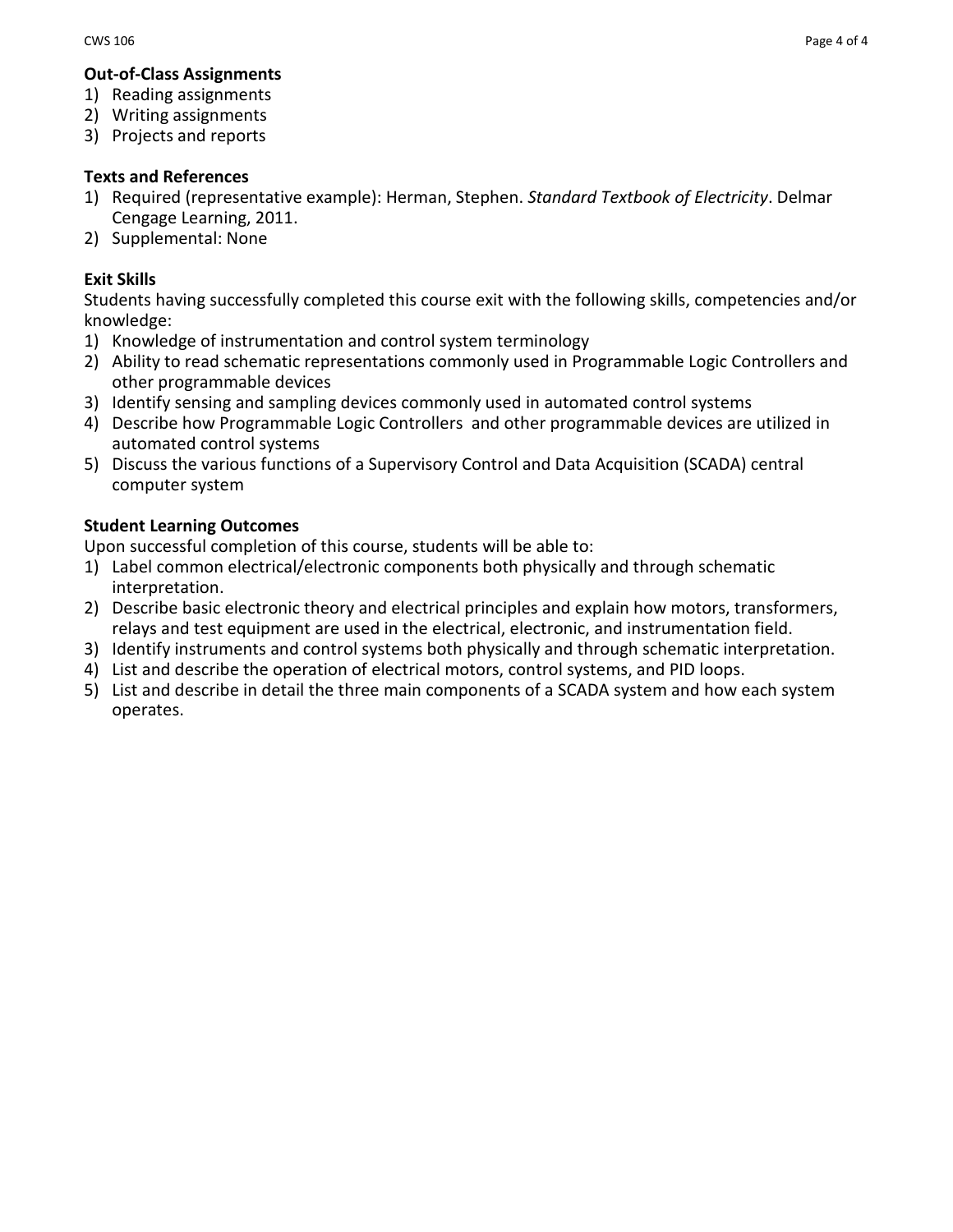**Out-of-Class Assignments**

1) Reading assignments
2) Writing assignments
3) Projects and reports

**Texts and References**

1) Required (representative example): Herman, Stephen. *Standard Textbook of Electricity*. Delmar Cengage Learning, 2011.
2) Supplemental: None

**Exit Skills**

Students having successfully completed this course exit with the following skills, competencies and/or knowledge:

1) Knowledge of instrumentation and control system terminology
2) Ability to read schematic representations commonly used in Programmable Logic Controllers and other programmable devices
3) Identify sensing and sampling devices commonly used in automated control systems
4) Describe how Programmable Logic Controllers and other programmable devices are utilized in automated control systems
5) Discuss the various functions of a Supervisory Control and Data Acquisition (SCADA) central computer system

**Student Learning Outcomes**

Upon successful completion of this course, students will be able to:

1) Label common electrical/electronic components both physically and through schematic interpretation.
2) Describe basic electronic theory and electrical principles and explain how motors, transformers, relays and test equipment are used in the electrical, electronic, and instrumentation field.
3) Identify instruments and control systems both physically and through schematic interpretation.
4) List and describe the operation of electrical motors, control systems, and PID loops.
5) List and describe in detail the three main components of a SCADA system and how each system operates.